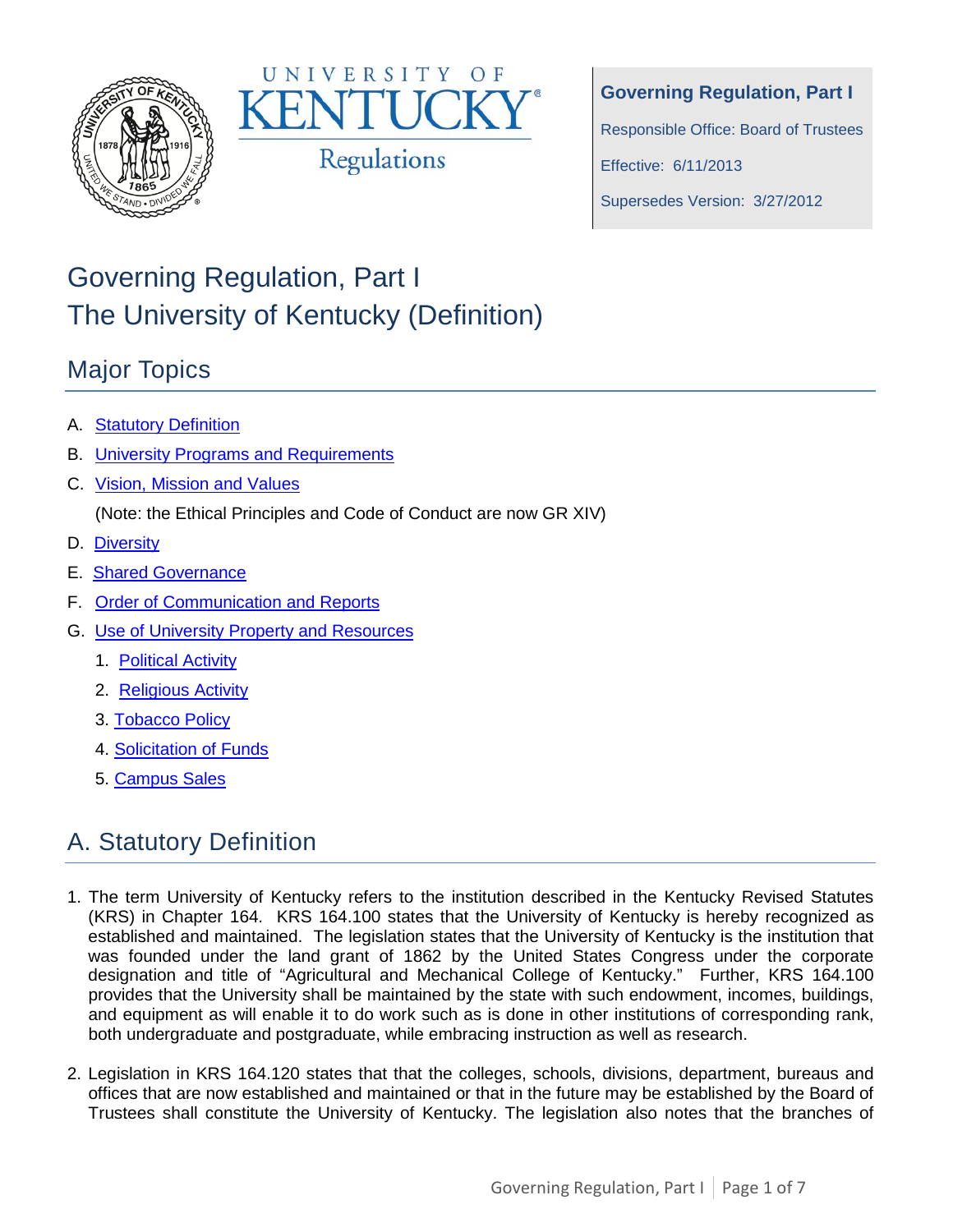UNIVERSITY OF KENTUCKY®
Regulations

**Governing Regulation, Part I**

Responsible Office: Board of Trustees

Effective: 6/11/2013

Supersedes Version: 3/27/2012

# Governing Regulation, Part I
# The University of Kentucky (Definition)

## Major Topics

A. Statutory Definition
B. University Programs and Requirements
C. Vision, Mission and Values
   (Note: the Ethical Principles and Code of Conduct are now GR XIV)
D. Diversity
E. Shared Governance
F. Order of Communication and Reports
G. Use of University Property and Resources
   1. Political Activity
   2. Religious Activity
   3. Tobacco Policy
   4. Solicitation of Funds
   5. Campus Sales

## A. Statutory Definition

1. The term University of Kentucky refers to the institution described in the Kentucky Revised Statutes (KRS) in Chapter 164. KRS 164.100 states that the University of Kentucky is hereby recognized as established and maintained. The legislation states that the University of Kentucky is the institution that was founded under the land grant of 1862 by the United States Congress under the corporate designation and title of "Agricultural and Mechanical College of Kentucky." Further, KRS 164.100 provides that the University shall be maintained by the state with such endowment, incomes, buildings, and equipment as will enable it to do work such as is done in other institutions of corresponding rank, both undergraduate and postgraduate, while embracing instruction as well as research.

2. Legislation in KRS 164.120 states that that the colleges, schools, divisions, department, bureaus and offices that are now established and maintained or that in the future may be established by the Board of Trustees shall constitute the University of Kentucky. The legislation also notes that the branches of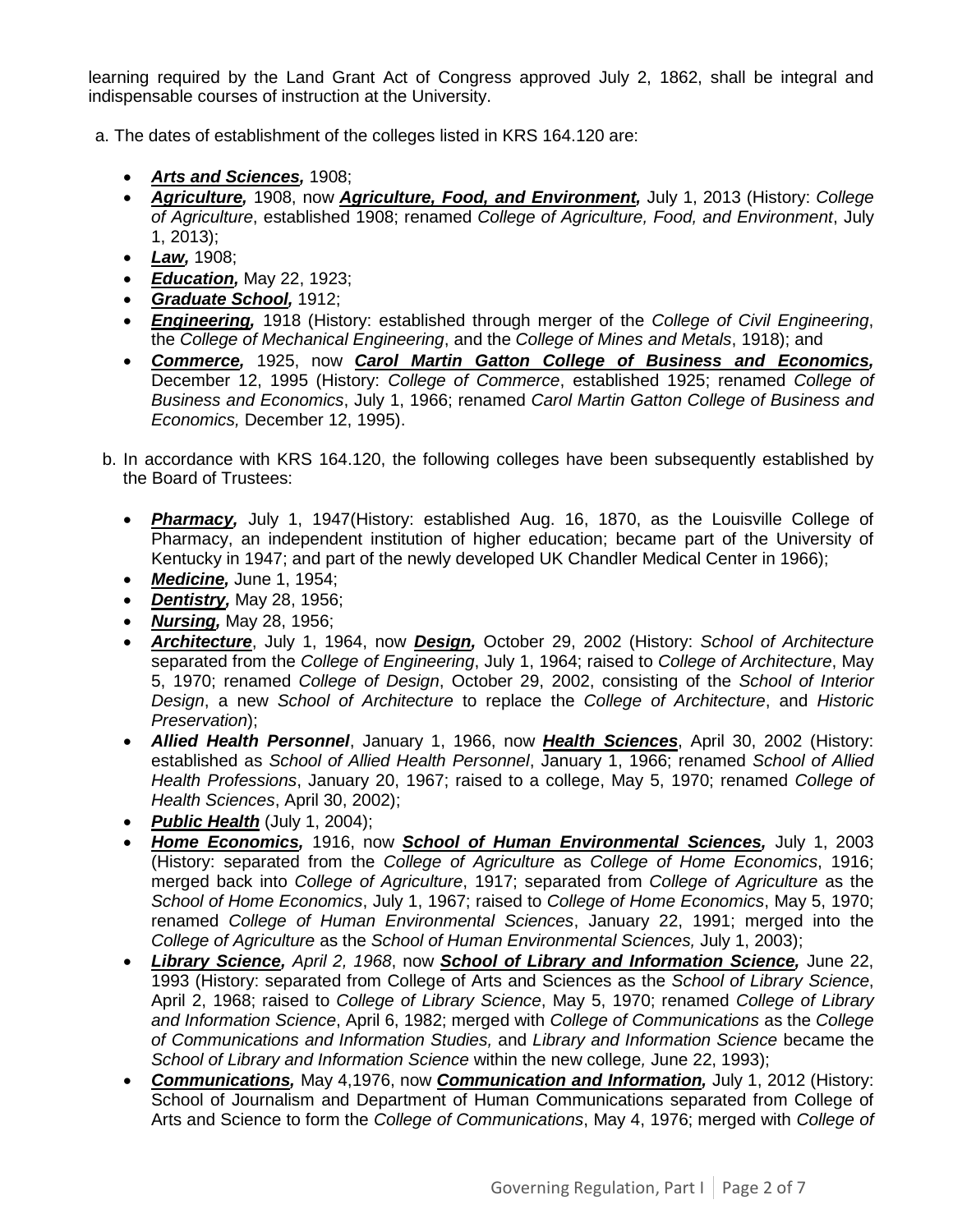learning required by the Land Grant Act of Congress approved July 2, 1862, shall be integral and indispensable courses of instruction at the University.

a. The dates of establishment of the colleges listed in KRS 164.120 are:

- ***Arts and Sciences,*** 1908;
- ***Agriculture,*** 1908, now ***Agriculture, Food, and Environment,*** July 1, 2013 (History: *College of Agriculture*, established 1908; renamed *College of Agriculture, Food, and Environment*, July 1, 2013);
- ***Law,*** 1908;
- ***Education,*** May 22, 1923;
- ***Graduate School,*** 1912;
- ***Engineering,*** 1918 (History: established through merger of the *College of Civil Engineering*, the *College of Mechanical Engineering*, and the *College of Mines and Metals*, 1918); and
- ***Commerce,*** 1925, now ***Carol Martin Gatton College of Business and Economics,*** December 12, 1995 (History: *College of Commerce*, established 1925; renamed *College of Business and Economics*, July 1, 1966; renamed *Carol Martin Gatton College of Business and Economics,* December 12, 1995).

b. In accordance with KRS 164.120, the following colleges have been subsequently established by the Board of Trustees:

- ***Pharmacy,*** July 1, 1947(History: established Aug. 16, 1870, as the Louisville College of Pharmacy, an independent institution of higher education; became part of the University of Kentucky in 1947; and part of the newly developed UK Chandler Medical Center in 1966);
- ***Medicine,*** June 1, 1954;
- ***Dentistry,*** May 28, 1956;
- ***Nursing,*** May 28, 1956;
- ***Architecture***, July 1, 1964, now ***Design,*** October 29, 2002 (History: *School of Architecture* separated from the *College of Engineering*, July 1, 1964; raised to *College of Architecture*, May 5, 1970; renamed *College of Design*, October 29, 2002, consisting of the *School of Interior Design*, a new *School of Architecture* to replace the *College of Architecture*, and *Historic Preservation*);
- ***Allied Health Personnel***, January 1, 1966, now ***Health Sciences***, April 30, 2002 (History: established as *School of Allied Health Personnel*, January 1, 1966; renamed *School of Allied Health Professions*, January 20, 1967; raised to a college, May 5, 1970; renamed *College of Health Sciences*, April 30, 2002);
- ***Public Health*** (July 1, 2004);
- ***Home Economics,*** 1916, now ***School of Human Environmental Sciences,*** July 1, 2003 (History: separated from the *College of Agriculture* as *College of Home Economics*, 1916; merged back into *College of Agriculture*, 1917; separated from *College of Agriculture* as the *School of Home Economics*, July 1, 1967; raised to *College of Home Economics*, May 5, 1970; renamed *College of Human Environmental Sciences*, January 22, 1991; merged into the *College of Agriculture* as the *School of Human Environmental Sciences,* July 1, 2003);
- ***Library Science,*** *April 2, 1968*, now ***School of Library and Information Science,*** June 22, 1993 (History: separated from College of Arts and Sciences as the *School of Library Science*, April 2, 1968; raised to *College of Library Science*, May 5, 1970; renamed *College of Library and Information Science*, April 6, 1982; merged with *College of Communications* as the *College of Communications and Information Studies,* and *Library and Information Science* became the *School of Library and Information Science* within the new college*,* June 22, 1993);
- ***Communications,*** May 4,1976, now ***Communication and Information,*** July 1, 2012 (History: School of Journalism and Department of Human Communications separated from College of Arts and Science to form the *College of Communications*, May 4, 1976; merged with *College of*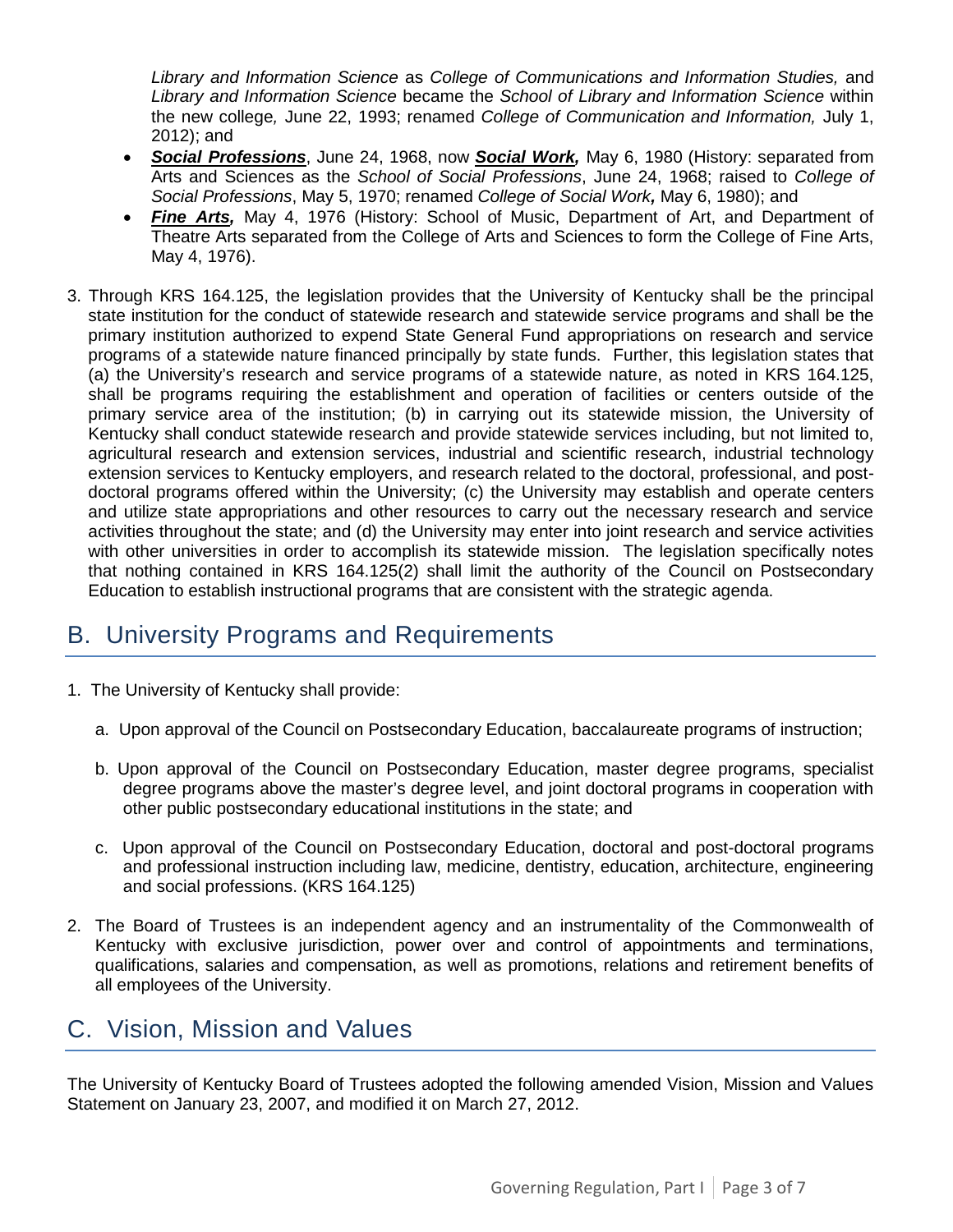*Library and Information Science* as *College of Communications and Information Studies,* and *Library and Information Science* became the *School of Library and Information Science* within the new college*,* June 22, 1993; renamed *College of Communication and Information,* July 1, 2012); and

- ***Social Professions***, June 24, 1968, now ***Social Work,*** May 6, 1980 (History: separated from Arts and Sciences as the *School of Social Professions*, June 24, 1968; raised to *College of Social Professions*, May 5, 1970; renamed *College of Social Work**,*** May 6, 1980); and
- ***Fine Arts,*** May 4, 1976 (History: School of Music, Department of Art, and Department of Theatre Arts separated from the College of Arts and Sciences to form the College of Fine Arts, May 4, 1976).

3. Through KRS 164.125, the legislation provides that the University of Kentucky shall be the principal state institution for the conduct of statewide research and statewide service programs and shall be the primary institution authorized to expend State General Fund appropriations on research and service programs of a statewide nature financed principally by state funds. Further, this legislation states that (a) the University's research and service programs of a statewide nature, as noted in KRS 164.125, shall be programs requiring the establishment and operation of facilities or centers outside of the primary service area of the institution; (b) in carrying out its statewide mission, the University of Kentucky shall conduct statewide research and provide statewide services including, but not limited to, agricultural research and extension services, industrial and scientific research, industrial technology extension services to Kentucky employers, and research related to the doctoral, professional, and post-doctoral programs offered within the University; (c) the University may establish and operate centers and utilize state appropriations and other resources to carry out the necessary research and service activities throughout the state; and (d) the University may enter into joint research and service activities with other universities in order to accomplish its statewide mission. The legislation specifically notes that nothing contained in KRS 164.125(2) shall limit the authority of the Council on Postsecondary Education to establish instructional programs that are consistent with the strategic agenda.

## B. University Programs and Requirements

1. The University of Kentucky shall provide:

   a. Upon approval of the Council on Postsecondary Education, baccalaureate programs of instruction;

   b. Upon approval of the Council on Postsecondary Education, master degree programs, specialist degree programs above the master's degree level, and joint doctoral programs in cooperation with other public postsecondary educational institutions in the state; and

   c. Upon approval of the Council on Postsecondary Education, doctoral and post-doctoral programs and professional instruction including law, medicine, dentistry, education, architecture, engineering and social professions. (KRS 164.125)

2. The Board of Trustees is an independent agency and an instrumentality of the Commonwealth of Kentucky with exclusive jurisdiction, power over and control of appointments and terminations, qualifications, salaries and compensation, as well as promotions, relations and retirement benefits of all employees of the University.

## C. Vision, Mission and Values

The University of Kentucky Board of Trustees adopted the following amended Vision, Mission and Values Statement on January 23, 2007, and modified it on March 27, 2012.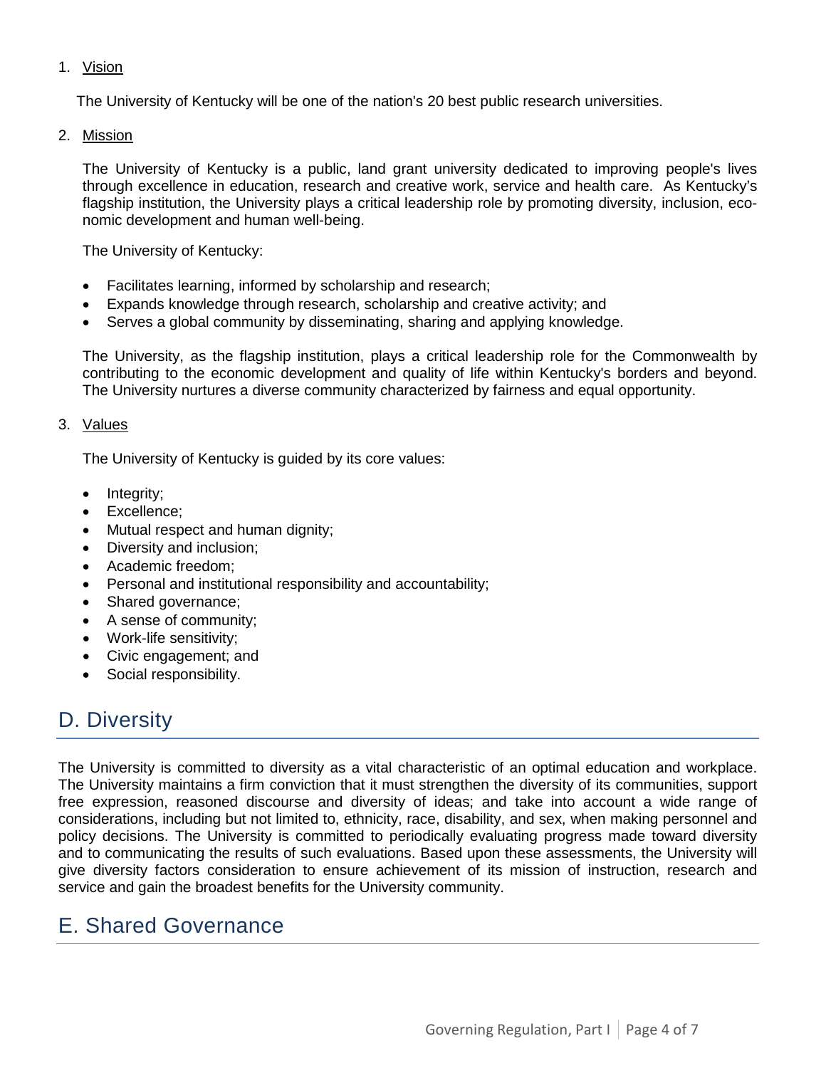1. Vision

The University of Kentucky will be one of the nation's 20 best public research universities.

2. Mission

The University of Kentucky is a public, land grant university dedicated to improving people's lives through excellence in education, research and creative work, service and health care. As Kentucky's flagship institution, the University plays a critical leadership role by promoting diversity, inclusion, economic development and human well-being.

The University of Kentucky:

- Facilitates learning, informed by scholarship and research;
- Expands knowledge through research, scholarship and creative activity; and
- Serves a global community by disseminating, sharing and applying knowledge.

The University, as the flagship institution, plays a critical leadership role for the Commonwealth by contributing to the economic development and quality of life within Kentucky's borders and beyond. The University nurtures a diverse community characterized by fairness and equal opportunity.

3. Values

The University of Kentucky is guided by its core values:

- Integrity;
- Excellence;
- Mutual respect and human dignity;
- Diversity and inclusion;
- Academic freedom;
- Personal and institutional responsibility and accountability;
- Shared governance;
- A sense of community;
- Work-life sensitivity;
- Civic engagement; and
- Social responsibility.

## D. Diversity

The University is committed to diversity as a vital characteristic of an optimal education and workplace. The University maintains a firm conviction that it must strengthen the diversity of its communities, support free expression, reasoned discourse and diversity of ideas; and take into account a wide range of considerations, including but not limited to, ethnicity, race, disability, and sex, when making personnel and policy decisions. The University is committed to periodically evaluating progress made toward diversity and to communicating the results of such evaluations. Based upon these assessments, the University will give diversity factors consideration to ensure achievement of its mission of instruction, research and service and gain the broadest benefits for the University community.

## E. Shared Governance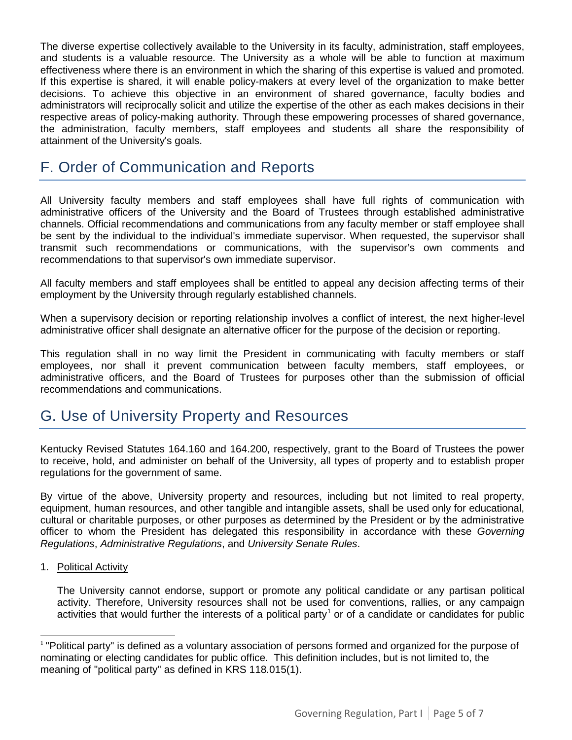The diverse expertise collectively available to the University in its faculty, administration, staff employees, and students is a valuable resource. The University as a whole will be able to function at maximum effectiveness where there is an environment in which the sharing of this expertise is valued and promoted. If this expertise is shared, it will enable policy-makers at every level of the organization to make better decisions. To achieve this objective in an environment of shared governance, faculty bodies and administrators will reciprocally solicit and utilize the expertise of the other as each makes decisions in their respective areas of policy-making authority. Through these empowering processes of shared governance, the administration, faculty members, staff employees and students all share the responsibility of attainment of the University's goals.

## F. Order of Communication and Reports

All University faculty members and staff employees shall have full rights of communication with administrative officers of the University and the Board of Trustees through established administrative channels. Official recommendations and communications from any faculty member or staff employee shall be sent by the individual to the individual's immediate supervisor. When requested, the supervisor shall transmit such recommendations or communications, with the supervisor's own comments and recommendations to that supervisor's own immediate supervisor.

All faculty members and staff employees shall be entitled to appeal any decision affecting terms of their employment by the University through regularly established channels.

When a supervisory decision or reporting relationship involves a conflict of interest, the next higher-level administrative officer shall designate an alternative officer for the purpose of the decision or reporting.

This regulation shall in no way limit the President in communicating with faculty members or staff employees, nor shall it prevent communication between faculty members, staff employees, or administrative officers, and the Board of Trustees for purposes other than the submission of official recommendations and communications.

## G. Use of University Property and Resources

Kentucky Revised Statutes 164.160 and 164.200, respectively, grant to the Board of Trustees the power to receive, hold, and administer on behalf of the University, all types of property and to establish proper regulations for the government of same.

By virtue of the above, University property and resources, including but not limited to real property, equipment, human resources, and other tangible and intangible assets, shall be used only for educational, cultural or charitable purposes, or other purposes as determined by the President or by the administrative officer to whom the President has delegated this responsibility in accordance with these *Governing Regulations*, *Administrative Regulations*, and *University Senate Rules*.

1. Political Activity

   The University cannot endorse, support or promote any political candidate or any partisan political activity. Therefore, University resources shall not be used for conventions, rallies, or any campaign activities that would further the interests of a political party[1] or of a candidate or candidates for public

[1] "Political party" is defined as a voluntary association of persons formed and organized for the purpose of nominating or electing candidates for public office. This definition includes, but is not limited to, the meaning of "political party" as defined in KRS 118.015(1).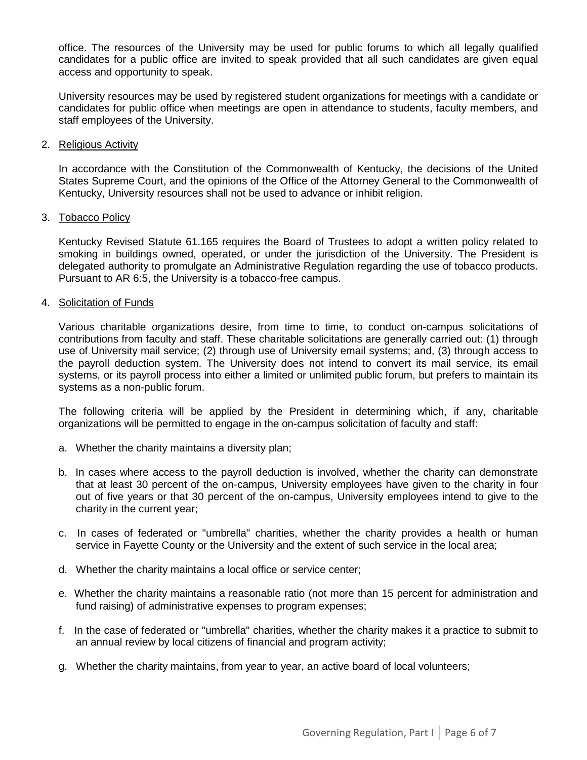office. The resources of the University may be used for public forums to which all legally qualified candidates for a public office are invited to speak provided that all such candidates are given equal access and opportunity to speak.

University resources may be used by registered student organizations for meetings with a candidate or candidates for public office when meetings are open in attendance to students, faculty members, and staff employees of the University.

2. Religious Activity

In accordance with the Constitution of the Commonwealth of Kentucky, the decisions of the United States Supreme Court, and the opinions of the Office of the Attorney General to the Commonwealth of Kentucky, University resources shall not be used to advance or inhibit religion.

3. Tobacco Policy

Kentucky Revised Statute 61.165 requires the Board of Trustees to adopt a written policy related to smoking in buildings owned, operated, or under the jurisdiction of the University. The President is delegated authority to promulgate an Administrative Regulation regarding the use of tobacco products. Pursuant to AR 6:5, the University is a tobacco-free campus.

4. Solicitation of Funds

Various charitable organizations desire, from time to time, to conduct on-campus solicitations of contributions from faculty and staff. These charitable solicitations are generally carried out: (1) through use of University mail service; (2) through use of University email systems; and, (3) through access to the payroll deduction system. The University does not intend to convert its mail service, its email systems, or its payroll process into either a limited or unlimited public forum, but prefers to maintain its systems as a non-public forum.

The following criteria will be applied by the President in determining which, if any, charitable organizations will be permitted to engage in the on-campus solicitation of faculty and staff:

a. Whether the charity maintains a diversity plan;

b. In cases where access to the payroll deduction is involved, whether the charity can demonstrate that at least 30 percent of the on-campus, University employees have given to the charity in four out of five years or that 30 percent of the on-campus, University employees intend to give to the charity in the current year;

c. In cases of federated or "umbrella" charities, whether the charity provides a health or human service in Fayette County or the University and the extent of such service in the local area;

d. Whether the charity maintains a local office or service center;

e. Whether the charity maintains a reasonable ratio (not more than 15 percent for administration and fund raising) of administrative expenses to program expenses;

f. In the case of federated or "umbrella" charities, whether the charity makes it a practice to submit to an annual review by local citizens of financial and program activity;

g. Whether the charity maintains, from year to year, an active board of local volunteers;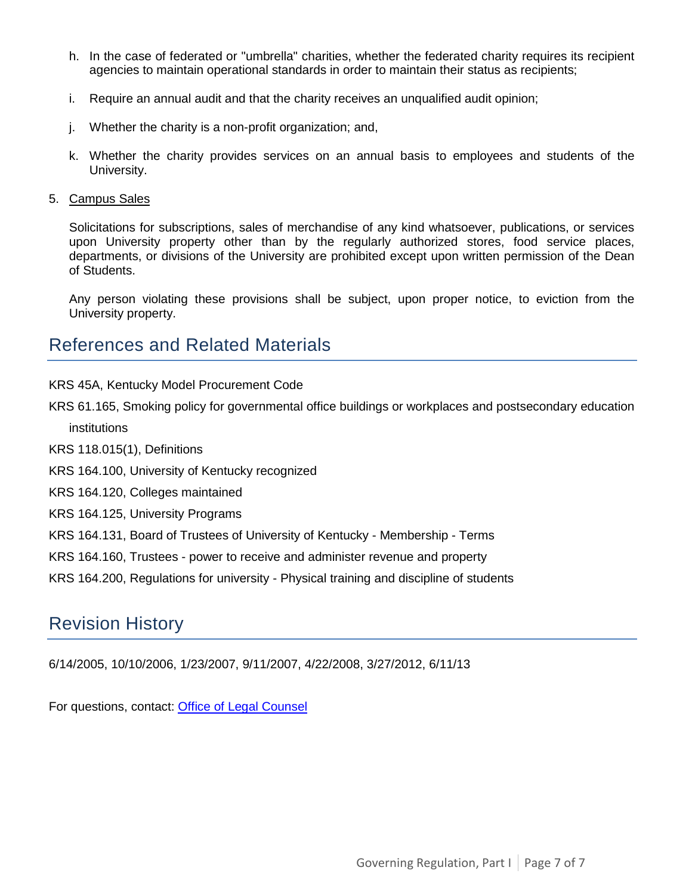h. In the case of federated or "umbrella" charities, whether the federated charity requires its recipient agencies to maintain operational standards in order to maintain their status as recipients;

i. Require an annual audit and that the charity receives an unqualified audit opinion;

j. Whether the charity is a non-profit organization; and,

k. Whether the charity provides services on an annual basis to employees and students of the University.

5. Campus Sales

Solicitations for subscriptions, sales of merchandise of any kind whatsoever, publications, or services upon University property other than by the regularly authorized stores, food service places, departments, or divisions of the University are prohibited except upon written permission of the Dean of Students.

Any person violating these provisions shall be subject, upon proper notice, to eviction from the University property.

## References and Related Materials

KRS 45A, Kentucky Model Procurement Code

KRS 61.165, Smoking policy for governmental office buildings or workplaces and postsecondary education institutions

KRS 118.015(1), Definitions

KRS 164.100, University of Kentucky recognized

KRS 164.120, Colleges maintained

KRS 164.125, University Programs

KRS 164.131, Board of Trustees of University of Kentucky - Membership - Terms

KRS 164.160, Trustees - power to receive and administer revenue and property

KRS 164.200, Regulations for university - Physical training and discipline of students

## Revision History

6/14/2005, 10/10/2006, 1/23/2007, 9/11/2007, 4/22/2008, 3/27/2012, 6/11/13

For questions, contact: Office of Legal Counsel